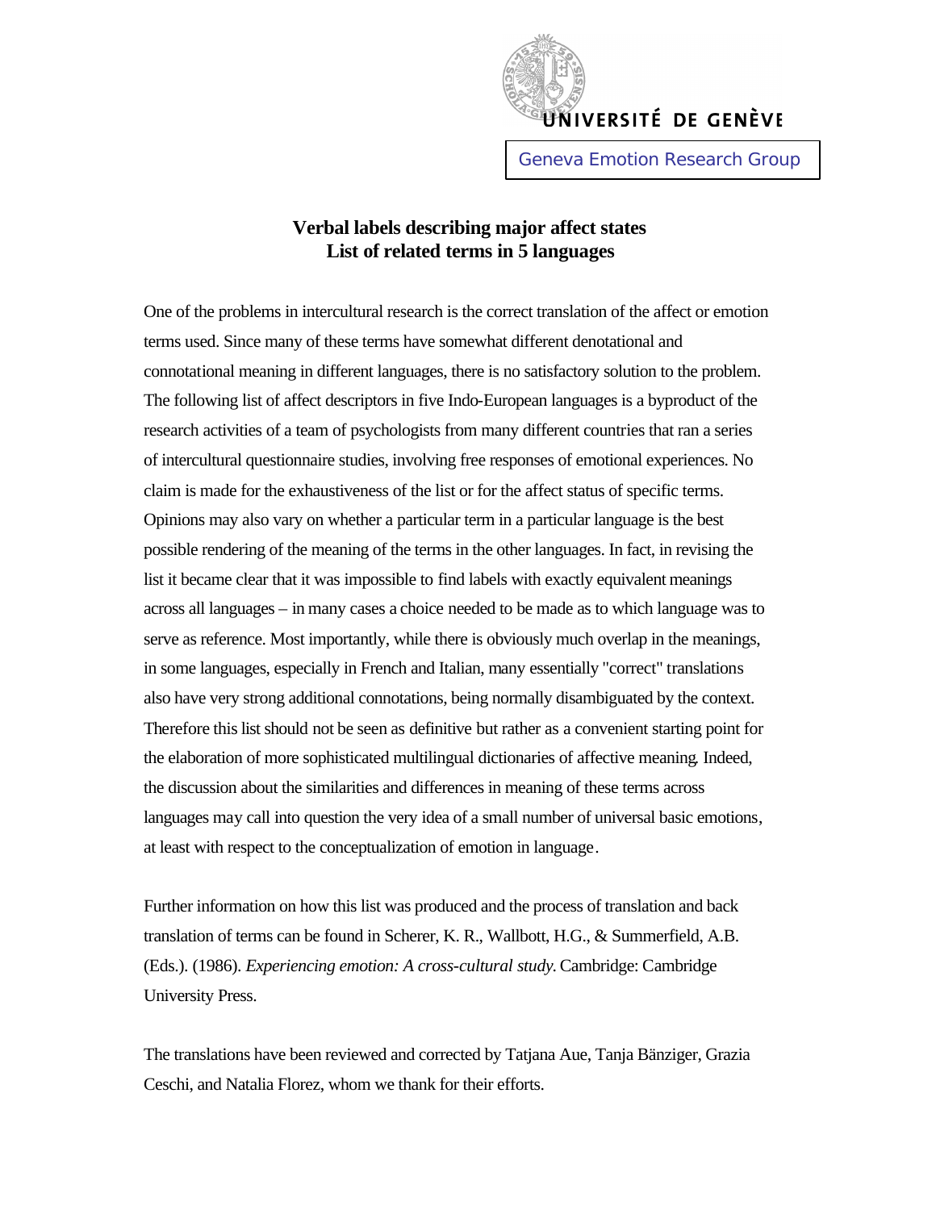UNIVERSITÉ DE GENÈVE

Geneva Emotion Research Group

# Verbal labels describing major affect states
# List of related terms in 5 languages

One of the problems in intercultural research is the correct translation of the affect or emotion terms used. Since many of these terms have somewhat different denotational and connotational meaning in different languages, there is no satisfactory solution to the problem. The following list of affect descriptors in five Indo-European languages is a byproduct of the research activities of a team of psychologists from many different countries that ran a series of intercultural questionnaire studies, involving free responses of emotional experiences. No claim is made for the exhaustiveness of the list or for the affect status of specific terms. Opinions may also vary on whether a particular term in a particular language is the best possible rendering of the meaning of the terms in the other languages. In fact, in revising the list it became clear that it was impossible to find labels with exactly equivalent meanings across all languages – in many cases a choice needed to be made as to which language was to serve as reference. Most importantly, while there is obviously much overlap in the meanings, in some languages, especially in French and Italian, many essentially "correct" translations also have very strong additional connotations, being normally disambiguated by the context. Therefore this list should not be seen as definitive but rather as a convenient starting point for the elaboration of more sophisticated multilingual dictionaries of affective meaning. Indeed, the discussion about the similarities and differences in meaning of these terms across languages may call into question the very idea of a small number of universal basic emotions, at least with respect to the conceptualization of emotion in language.

Further information on how this list was produced and the process of translation and back translation of terms can be found in Scherer, K. R., Wallbott, H.G., & Summerfield, A.B. (Eds.). (1986). *Experiencing emotion: A cross-cultural study.* Cambridge: Cambridge University Press.

The translations have been reviewed and corrected by Tatjana Aue, Tanja Bänziger, Grazia Ceschi, and Natalia Florez, whom we thank for their efforts.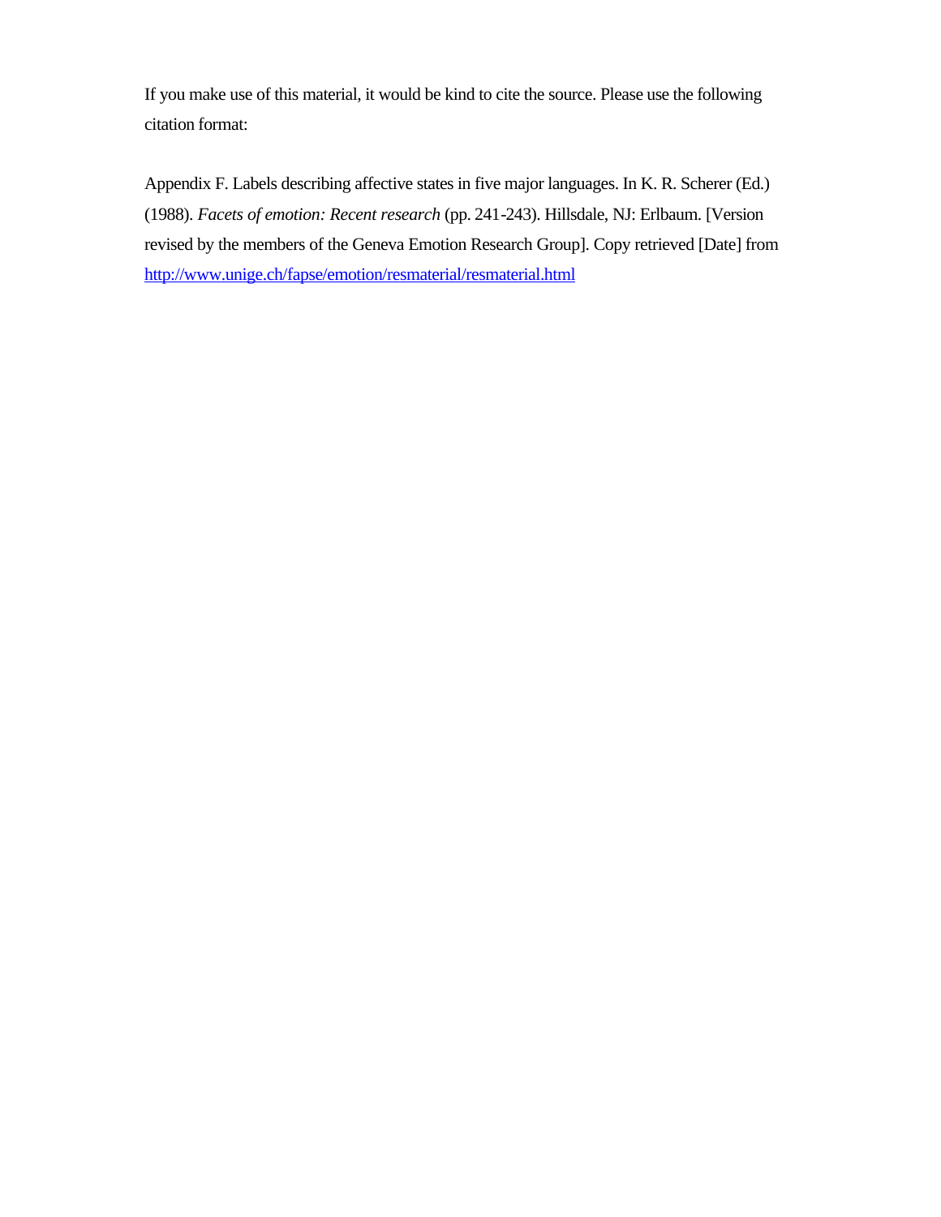If you make use of this material, it would be kind to cite the source. Please use the following citation format:

Appendix F. Labels describing affective states in five major languages. In K. R. Scherer (Ed.) (1988). *Facets of emotion: Recent research* (pp. 241-243). Hillsdale, NJ: Erlbaum. [Version revised by the members of the Geneva Emotion Research Group]. Copy retrieved [Date] from http://www.unige.ch/fapse/emotion/resmaterial/resmaterial.html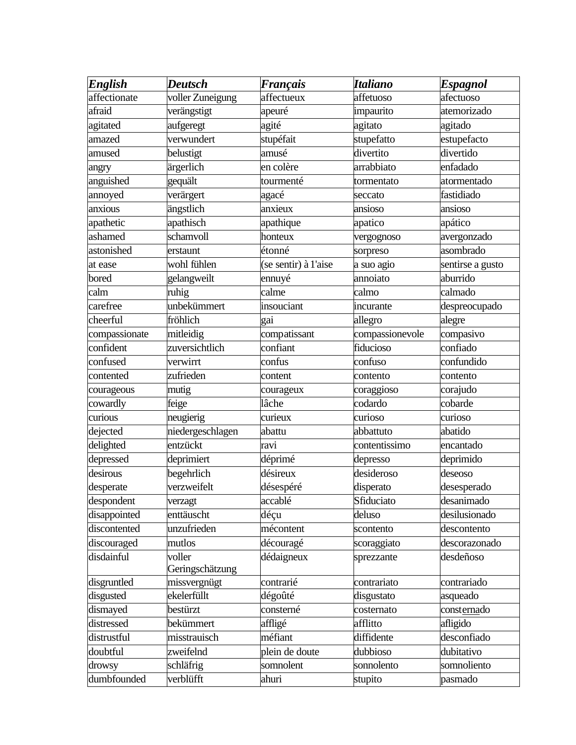| *English* | *Deutsch* | *Français* | *Italiano* | *Espagnol* |
|---|---|---|---|---|
| affectionate | voller Zuneigung | affectueux | affetuoso | afectuoso |
| afraid | verängstigt | apeuré | impaurito | atemorizado |
| agitated | aufgeregt | agité | agitato | agitado |
| amazed | verwundert | stupéfait | stupefatto | estupefacto |
| amused | belustigt | amusé | divertito | divertido |
| angry | ärgerlich | en colère | arrabbiato | enfadado |
| anguished | gequält | tourmenté | tormentato | atormentado |
| annoyed | verärgert | agacé | seccato | fastidiado |
| anxious | ängstlich | anxieux | ansioso | ansioso |
| apathetic | apathisch | apathique | apatico | apático |
| ashamed | schamvoll | honteux | vergognoso | avergonzado |
| astonished | erstaunt | étonné | sorpreso | asombrado |
| at ease | wohl fühlen | (se sentir) à 1'aise | a suo agio | sentirse a gusto |
| bored | gelangweilt | ennuyé | annoiato | aburrido |
| calm | ruhig | calme | calmo | calmado |
| carefree | unbekümmert | insouciant | incurante | despreocupado |
| cheerful | fröhlich | gai | allegro | alegre |
| compassionate | mitleidig | compatissant | compassionevole | compasivo |
| confident | zuversichtlich | confiant | fiducioso | confiado |
| confused | verwirrt | confus | confuso | confundido |
| contented | zufrieden | content | contento | contento |
| courageous | mutig | courageux | coraggioso | corajudo |
| cowardly | feige | lâche | codardo | cobarde |
| curious | neugierig | curieux | curioso | curioso |
| dejected | niedergeschlagen | abattu | abbattuto | abatido |
| delighted | entzückt | ravi | contentissimo | encantado |
| depressed | deprimiert | déprimé | depresso | deprimido |
| desirous | begehrlich | désireux | desideroso | deseoso |
| desperate | verzweifelt | désespéré | disperato | desesperado |
| despondent | verzagt | accablé | Sfiduciato | desanimado |
| disappointed | enttäuscht | déçu | deluso | desilusionado |
| discontented | unzufrieden | mécontent | scontento | descontento |
| discouraged | mutlos | découragé | scoraggiato | descorazonado |
| disdainful | voller Geringschätzung | dédaigneux | sprezzante | desdeñoso |
| disgruntled | missvergnügt | contrarié | contrariato | contrariado |
| disgusted | ekelerfüllt | dégoûté | disgustato | asqueado |
| dismayed | bestürzt | consterné | costernato | consternado |
| distressed | bekümmert | affligé | afflitto | afligido |
| distrustful | misstrauisch | méfiant | diffidente | desconfiado |
| doubtful | zweifelnd | plein de doute | dubbioso | dubitativo |
| drowsy | schläfrig | somnolent | sonnolento | somnoliento |
| dumbfounded | verblüfft | ahuri | stupito | pasmado |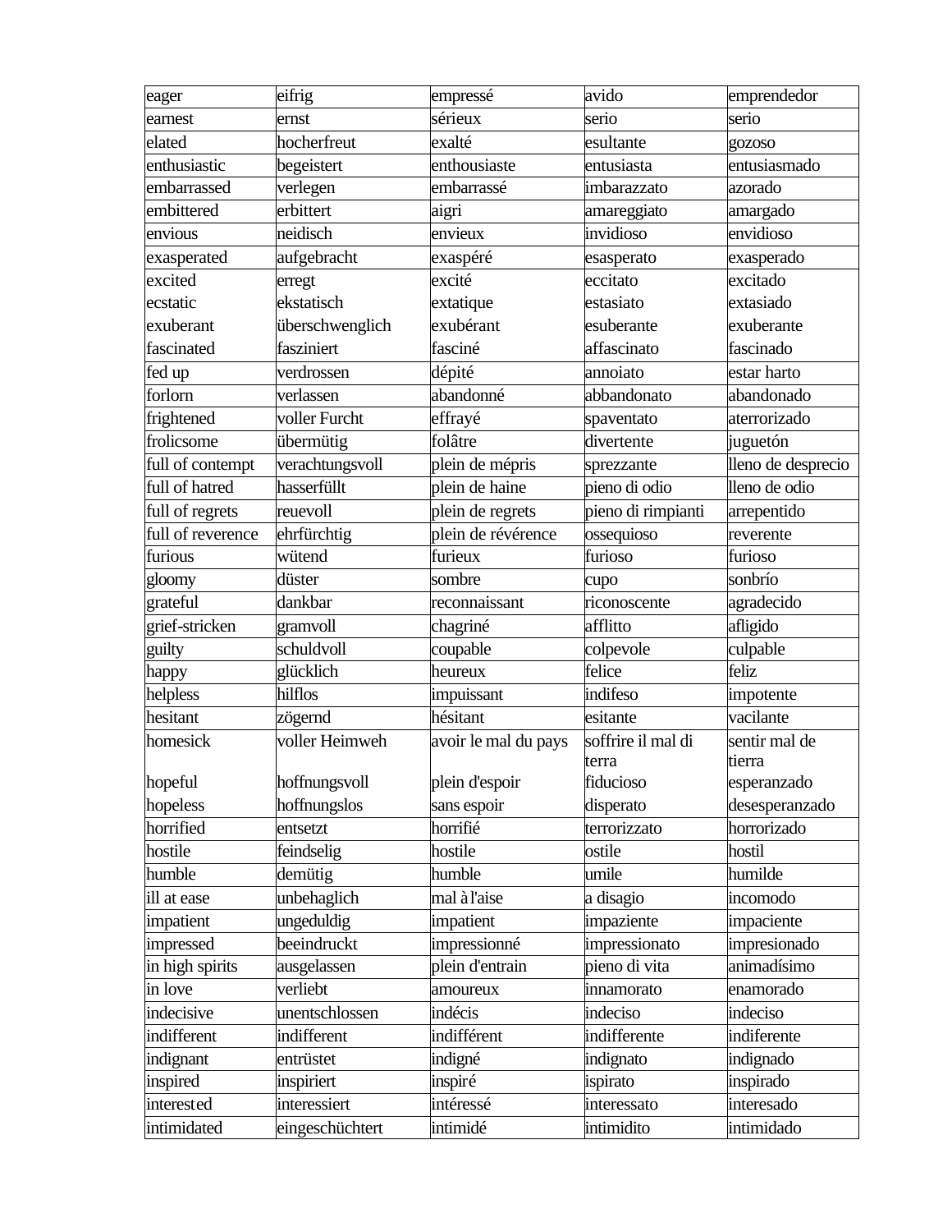| eager | eifrig | empressé | avido | emprendedor |
|---|---|---|---|---|
| earnest | ernst | sérieux | serio | serio |
| elated | hocherfreut | exalté | esultante | gozoso |
| enthusiastic | begeistert | enthousiaste | entusiasta | entusiasmado |
| embarrassed | verlegen | embarrassé | imbarazzato | azorado |
| embittered | erbittert | aigri | amareggiato | amargado |
| envious | neidisch | envieux | invidioso | envidioso |
| exasperated | aufgebracht | exaspéré | esasperato | exasperado |
| excited | erregt | excité | eccitato | excitado |
| ecstatic | ekstatisch | extatique | estasiato | extasiado |
| exuberant | überschwenglich | exubérant | esuberante | exuberante |
| fascinated | fasziniert | fasciné | affascinato | fascinado |
| fed up | verdrossen | dépité | annoiato | estar harto |
| forlorn | verlassen | abandonné | abbandonato | abandonado |
| frightened | voller Furcht | effrayé | spaventato | aterrorizado |
| frolicsome | übermütig | folâtre | divertente | juguetón |
| full of contempt | verachtungsvoll | plein de mépris | sprezzante | lleno de desprecio |
| full of hatred | hasserfüllt | plein de haine | pieno di odio | lleno de odio |
| full of regrets | reuevoll | plein de regrets | pieno di rimpianti | arrepentido |
| full of reverence | ehrfürchtig | plein de révérence | ossequioso | reverente |
| furious | wütend | furieux | furioso | furioso |
| gloomy | düster | sombre | cupo | sonbrío |
| grateful | dankbar | reconnaissant | riconoscente | agradecido |
| grief-stricken | gramvoll | chagriné | afflitto | afligido |
| guilty | schuldvoll | coupable | colpevole | culpable |
| happy | glücklich | heureux | felice | feliz |
| helpless | hilflos | impuissant | indifeso | impotente |
| hesitant | zögernd | hésitant | esitante | vacilante |
| homesick | voller Heimweh | avoir le mal du pays | soffrire il mal di terra | sentir mal de tierra |
| hopeful | hoffnungsvoll | plein d'espoir | fiducioso | esperanzado |
| hopeless | hoffnungslos | sans espoir | disperato | desesperanzado |
| horrified | entsetzt | horrifié | terrorizzato | horrorizado |
| hostile | feindselig | hostile | ostile | hostil |
| humble | demütig | humble | umile | humilde |
| ill at ease | unbehaglich | mal à l'aise | a disagio | incomodo |
| impatient | ungeduldig | impatient | impaziente | impaciente |
| impressed | beeindruckt | impressionné | impressionato | impresionado |
| in high spirits | ausgelassen | plein d'entrain | pieno di vita | animadísimo |
| in love | verliebt | amoureux | innamorato | enamorado |
| indecisive | unentschlossen | indécis | indeciso | indeciso |
| indifferent | indifferent | indifférent | indifferente | indiferente |
| indignant | entrüstet | indigné | indignato | indignado |
| inspired | inspiriert | inspiré | ispirato | inspirado |
| interested | interessiert | intéressé | interessato | interesado |
| intimidated | eingeschüchtert | intimidé | intimidito | intimidado |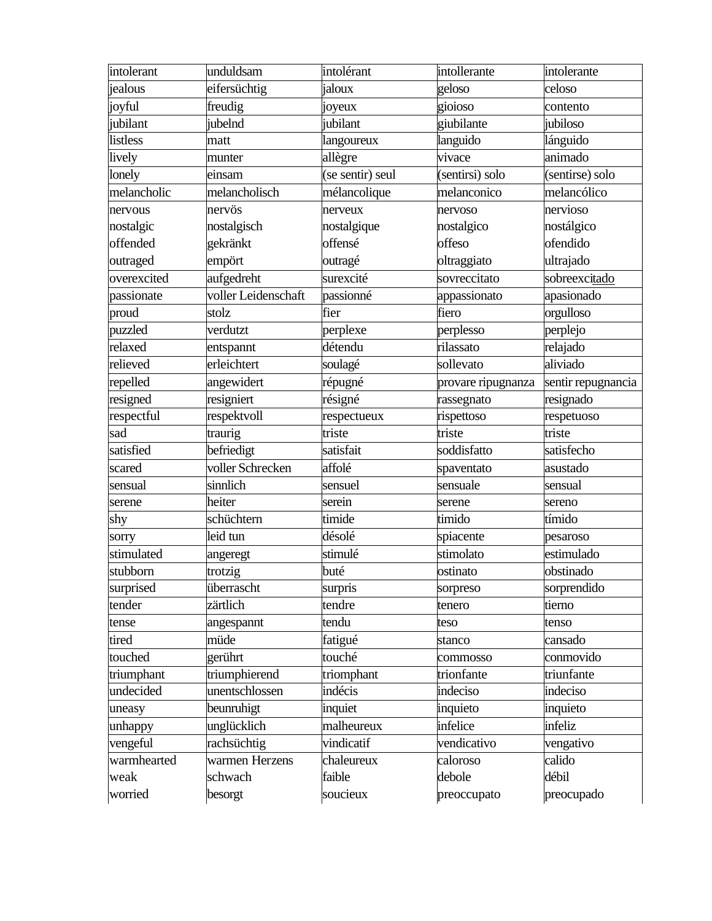| | | | | |
|---|---|---|---|---|
| intolerant | unduldsam | intolérant | intollerante | intolerante |
| jealous | eifersüchtig | jaloux | geloso | celoso |
| joyful | freudig | joyeux | gioioso | contento |
| jubilant | jubelnd | jubilant | giubilante | jubiloso |
| listless | matt | langoureux | languido | lánguido |
| lively | munter | allègre | vivace | animado |
| lonely | einsam | (se sentir) seul | (sentirsi) solo | (sentirse) solo |
| melancholic | melancholisch | mélancolique | melanconico | melancólico |
| nervous | nervös | nerveux | nervoso | nervioso |
| nostalgic | nostalgisch | nostalgique | nostalgico | nostálgico |
| offended | gekränkt | offensé | offeso | ofendido |
| outraged | empört | outragé | oltraggiato | ultrajado |
| overexcited | aufgedreht | surexcité | sovreccitato | sobreexcitado |
| passionate | voller Leidenschaft | passionné | appassionato | apasionado |
| proud | stolz | fier | fiero | orgulloso |
| puzzled | verdutzt | perplexe | perplesso | perplejo |
| relaxed | entspannt | détendu | rilassato | relajado |
| relieved | erleichtert | soulagé | sollevato | aliviado |
| repelled | angewidert | répugné | provare ripugnanza | sentir repugnancia |
| resigned | resigniert | résigné | rassegnato | resignado |
| respectful | respektvoll | respectueux | rispettoso | respetuoso |
| sad | traurig | triste | triste | triste |
| satisfied | befriedigt | satisfait | soddisfatto | satisfecho |
| scared | voller Schrecken | affolé | spaventato | asustado |
| sensual | sinnlich | sensuel | sensuale | sensual |
| serene | heiter | serein | serene | sereno |
| shy | schüchtern | timide | timido | tímido |
| sorry | leid tun | désolé | spiacente | pesaroso |
| stimulated | angeregt | stimulé | stimolato | estimulado |
| stubborn | trotzig | buté | ostinato | obstinado |
| surprised | überrascht | surpris | sorpreso | sorprendido |
| tender | zärtlich | tendre | tenero | tierno |
| tense | angespannt | tendu | teso | tenso |
| tired | müde | fatigué | stanco | cansado |
| touched | gerührt | touché | commosso | conmovido |
| triumphant | triumphierend | triomphant | trionfante | triunfante |
| undecided | unentschlossen | indécis | indeciso | indeciso |
| uneasy | beunruhigt | inquiet | inquieto | inquieto |
| unhappy | unglücklich | malheureux | infelice | infeliz |
| vengeful | rachsüchtig | vindicatif | vendicativo | vengativo |
| warmhearted | warmen Herzens | chaleureux | caloroso | calido |
| weak | schwach | faible | debole | débil |
| worried | besorgt | soucieux | preoccupato | preocupado |